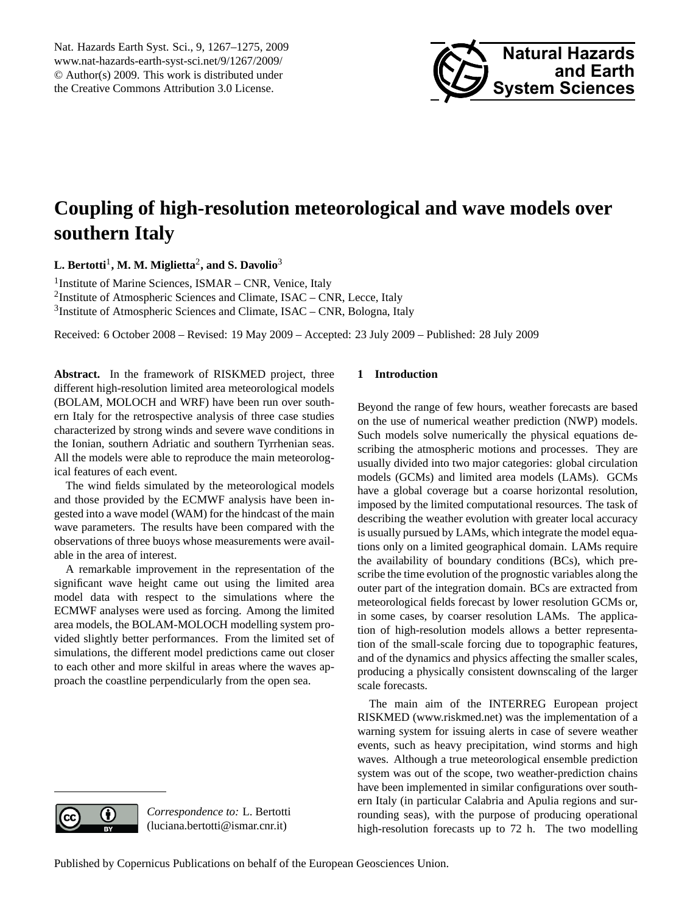# Coupling of high-resolution meteorological and wave models over southern Italy

**L. Bertotti[1], M. M. Miglietta[2], and S. Davolio[3]**

[1]Institute of Marine Sciences, ISMAR – CNR, Venice, Italy

[2]Institute of Atmospheric Sciences and Climate, ISAC – CNR, Lecce, Italy

[3]Institute of Atmospheric Sciences and Climate, ISAC – CNR, Bologna, Italy

Received: 6 October 2008 – Revised: 19 May 2009 – Accepted: 23 July 2009 – Published: 28 July 2009

**Abstract.** In the framework of RISKMED project, three different high-resolution limited area meteorological models (BOLAM, MOLOCH and WRF) have been run over southern Italy for the retrospective analysis of three case studies characterized by strong winds and severe wave conditions in the Ionian, southern Adriatic and southern Tyrrhenian seas. All the models were able to reproduce the main meteorological features of each event.

The wind fields simulated by the meteorological models and those provided by the ECMWF analysis have been ingested into a wave model (WAM) for the hindcast of the main wave parameters. The results have been compared with the observations of three buoys whose measurements were available in the area of interest.

A remarkable improvement in the representation of the significant wave height came out using the limited area model data with respect to the simulations where the ECMWF analyses were used as forcing. Among the limited area models, the BOLAM-MOLOCH modelling system provided slightly better performances. From the limited set of simulations, the different model predictions came out closer to each other and more skilful in areas where the waves approach the coastline perpendicularly from the open sea.

## 1 Introduction

Beyond the range of few hours, weather forecasts are based on the use of numerical weather prediction (NWP) models. Such models solve numerically the physical equations describing the atmospheric motions and processes. They are usually divided into two major categories: global circulation models (GCMs) and limited area models (LAMs). GCMs have a global coverage but a coarse horizontal resolution, imposed by the limited computational resources. The task of describing the weather evolution with greater local accuracy is usually pursued by LAMs, which integrate the model equations only on a limited geographical domain. LAMs require the availability of boundary conditions (BCs), which prescribe the time evolution of the prognostic variables along the outer part of the integration domain. BCs are extracted from meteorological fields forecast by lower resolution GCMs or, in some cases, by coarser resolution LAMs. The application of high-resolution models allows a better representation of the small-scale forcing due to topographic features, and of the dynamics and physics affecting the smaller scales, producing a physically consistent downscaling of the larger scale forecasts.

The main aim of the INTERREG European project RISKMED (www.riskmed.net) was the implementation of a warning system for issuing alerts in case of severe weather events, such as heavy precipitation, wind storms and high waves. Although a true meteorological ensemble prediction system was out of the scope, two weather-prediction chains have been implemented in similar configurations over southern Italy (in particular Calabria and Apulia regions and surrounding seas), with the purpose of producing operational high-resolution forecasts up to 72 h. The two modelling

*Correspondence to:* L. Bertotti (luciana.bertotti@ismar.cnr.it)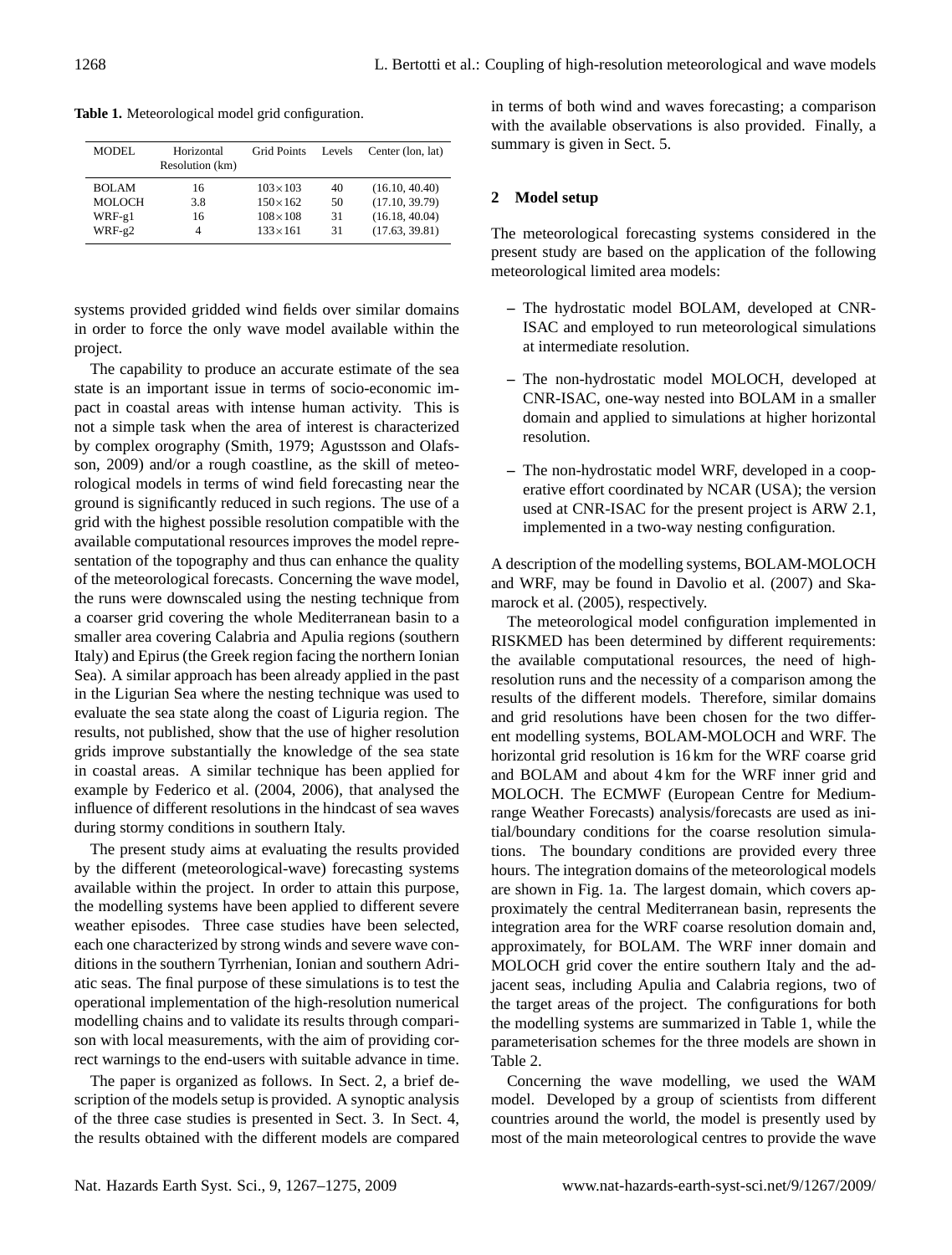**Table 1.** Meteorological model grid configuration.

| MODEL | Horizontal Resolution (km) | Grid Points | Levels | Center (lon, lat) |
|---|---|---|---|---|
| BOLAM | 16 | $103\times103$ | 40 | (16.10, 40.40) |
| MOLOCH | 3.8 | $150\times162$ | 50 | (17.10, 39.79) |
| WRF-g1 | 16 | $108\times108$ | 31 | (16.18, 40.04) |
| WRF-g2 | 4 | $133\times161$ | 31 | (17.63, 39.81) |

systems provided gridded wind fields over similar domains in order to force the only wave model available within the project.

The capability to produce an accurate estimate of the sea state is an important issue in terms of socio-economic impact in coastal areas with intense human activity. This is not a simple task when the area of interest is characterized by complex orography (Smith, 1979; Agustsson and Olafsson, 2009) and/or a rough coastline, as the skill of meteorological models in terms of wind field forecasting near the ground is significantly reduced in such regions. The use of a grid with the highest possible resolution compatible with the available computational resources improves the model representation of the topography and thus can enhance the quality of the meteorological forecasts. Concerning the wave model, the runs were downscaled using the nesting technique from a coarser grid covering the whole Mediterranean basin to a smaller area covering Calabria and Apulia regions (southern Italy) and Epirus (the Greek region facing the northern Ionian Sea). A similar approach has been already applied in the past in the Ligurian Sea where the nesting technique was used to evaluate the sea state along the coast of Liguria region. The results, not published, show that the use of higher resolution grids improve substantially the knowledge of the sea state in coastal areas. A similar technique has been applied for example by Federico et al. (2004, 2006), that analysed the influence of different resolutions in the hindcast of sea waves during stormy conditions in southern Italy.

The present study aims at evaluating the results provided by the different (meteorological-wave) forecasting systems available within the project. In order to attain this purpose, the modelling systems have been applied to different severe weather episodes. Three case studies have been selected, each one characterized by strong winds and severe wave conditions in the southern Tyrrhenian, Ionian and southern Adriatic seas. The final purpose of these simulations is to test the operational implementation of the high-resolution numerical modelling chains and to validate its results through comparison with local measurements, with the aim of providing correct warnings to the end-users with suitable advance in time.

The paper is organized as follows. In Sect. 2, a brief description of the models setup is provided. A synoptic analysis of the three case studies is presented in Sect. 3. In Sect. 4, the results obtained with the different models are compared in terms of both wind and waves forecasting; a comparison with the available observations is also provided. Finally, a summary is given in Sect. 5.

## 2 Model setup

The meteorological forecasting systems considered in the present study are based on the application of the following meteorological limited area models:

- The hydrostatic model BOLAM, developed at CNR-ISAC and employed to run meteorological simulations at intermediate resolution.
- The non-hydrostatic model MOLOCH, developed at CNR-ISAC, one-way nested into BOLAM in a smaller domain and applied to simulations at higher horizontal resolution.
- The non-hydrostatic model WRF, developed in a cooperative effort coordinated by NCAR (USA); the version used at CNR-ISAC for the present project is ARW 2.1, implemented in a two-way nesting configuration.

A description of the modelling systems, BOLAM-MOLOCH and WRF, may be found in Davolio et al. (2007) and Skamarock et al. (2005), respectively.

The meteorological model configuration implemented in RISKMED has been determined by different requirements: the available computational resources, the need of high-resolution runs and the necessity of a comparison among the results of the different models. Therefore, similar domains and grid resolutions have been chosen for the two different modelling systems, BOLAM-MOLOCH and WRF. The horizontal grid resolution is 16 km for the WRF coarse grid and BOLAM and about 4 km for the WRF inner grid and MOLOCH. The ECMWF (European Centre for Medium-range Weather Forecasts) analysis/forecasts are used as initial/boundary conditions for the coarse resolution simulations. The boundary conditions are provided every three hours. The integration domains of the meteorological models are shown in Fig. 1a. The largest domain, which covers approximately the central Mediterranean basin, represents the integration area for the WRF coarse resolution domain and, approximately, for BOLAM. The WRF inner domain and MOLOCH grid cover the entire southern Italy and the adjacent seas, including Apulia and Calabria regions, two of the target areas of the project. The configurations for both the modelling systems are summarized in Table 1, while the parameterisation schemes for the three models are shown in Table 2.

Concerning the wave modelling, we used the WAM model. Developed by a group of scientists from different countries around the world, the model is presently used by most of the main meteorological centres to provide the wave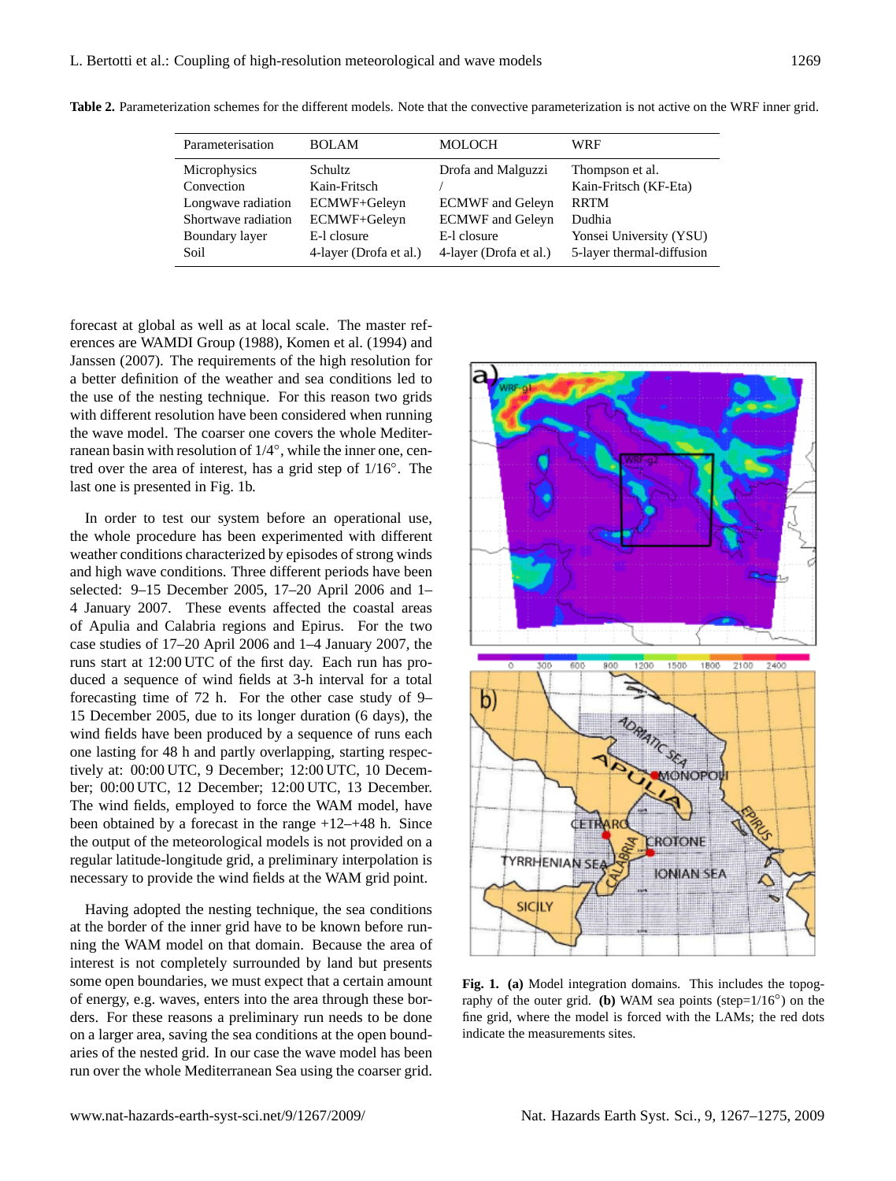**Table 2.** Parameterization schemes for the different models. Note that the convective parameterization is not active on the WRF inner grid.

| Parameterisation | BOLAM | MOLOCH | WRF |
|---|---|---|---|
| Microphysics | Schultz | Drofa and Malguzzi | Thompson et al. |
| Convection | Kain-Fritsch | / | Kain-Fritsch (KF-Eta) |
| Longwave radiation | ECMWF+Geleyn | ECMWF and Geleyn | RRTM |
| Shortwave radiation | ECMWF+Geleyn | ECMWF and Geleyn | Dudhia |
| Boundary layer | E-l closure | E-l closure | Yonsei University (YSU) |
| Soil | 4-layer (Drofa et al.) | 4-layer (Drofa et al.) | 5-layer thermal-diffusion |

forecast at global as well as at local scale. The master references are WAMDI Group (1988), Komen et al. (1994) and Janssen (2007). The requirements of the high resolution for a better definition of the weather and sea conditions led to the use of the nesting technique. For this reason two grids with different resolution have been considered when running the wave model. The coarser one covers the whole Mediterranean basin with resolution of 1/4°, while the inner one, centred over the area of interest, has a grid step of 1/16°. The last one is presented in Fig. 1b.

In order to test our system before an operational use, the whole procedure has been experimented with different weather conditions characterized by episodes of strong winds and high wave conditions. Three different periods have been selected: 9–15 December 2005, 17–20 April 2006 and 1–4 January 2007. These events affected the coastal areas of Apulia and Calabria regions and Epirus. For the two case studies of 17–20 April 2006 and 1–4 January 2007, the runs start at 12:00 UTC of the first day. Each run has produced a sequence of wind fields at 3-h interval for a total forecasting time of 72 h. For the other case study of 9–15 December 2005, due to its longer duration (6 days), the wind fields have been produced by a sequence of runs each one lasting for 48 h and partly overlapping, starting respectively at: 00:00 UTC, 9 December; 12:00 UTC, 10 December; 00:00 UTC, 12 December; 12:00 UTC, 13 December. The wind fields, employed to force the WAM model, have been obtained by a forecast in the range +12–+48 h. Since the output of the meteorological models is not provided on a regular latitude-longitude grid, a preliminary interpolation is necessary to provide the wind fields at the WAM grid point.

Having adopted the nesting technique, the sea conditions at the border of the inner grid have to be known before running the WAM model on that domain. Because the area of interest is not completely surrounded by land but presents some open boundaries, we must expect that a certain amount of energy, e.g. waves, enters into the area through these borders. For these reasons a preliminary run needs to be done on a larger area, saving the sea conditions at the open boundaries of the nested grid. In our case the wave model has been run over the whole Mediterranean Sea using the coarser grid.

**Fig. 1.** **(a)** Model integration domains. This includes the topography of the outer grid. **(b)** WAM sea points (step=1/16°) on the fine grid, where the model is forced with the LAMs; the red dots indicate the measurements sites.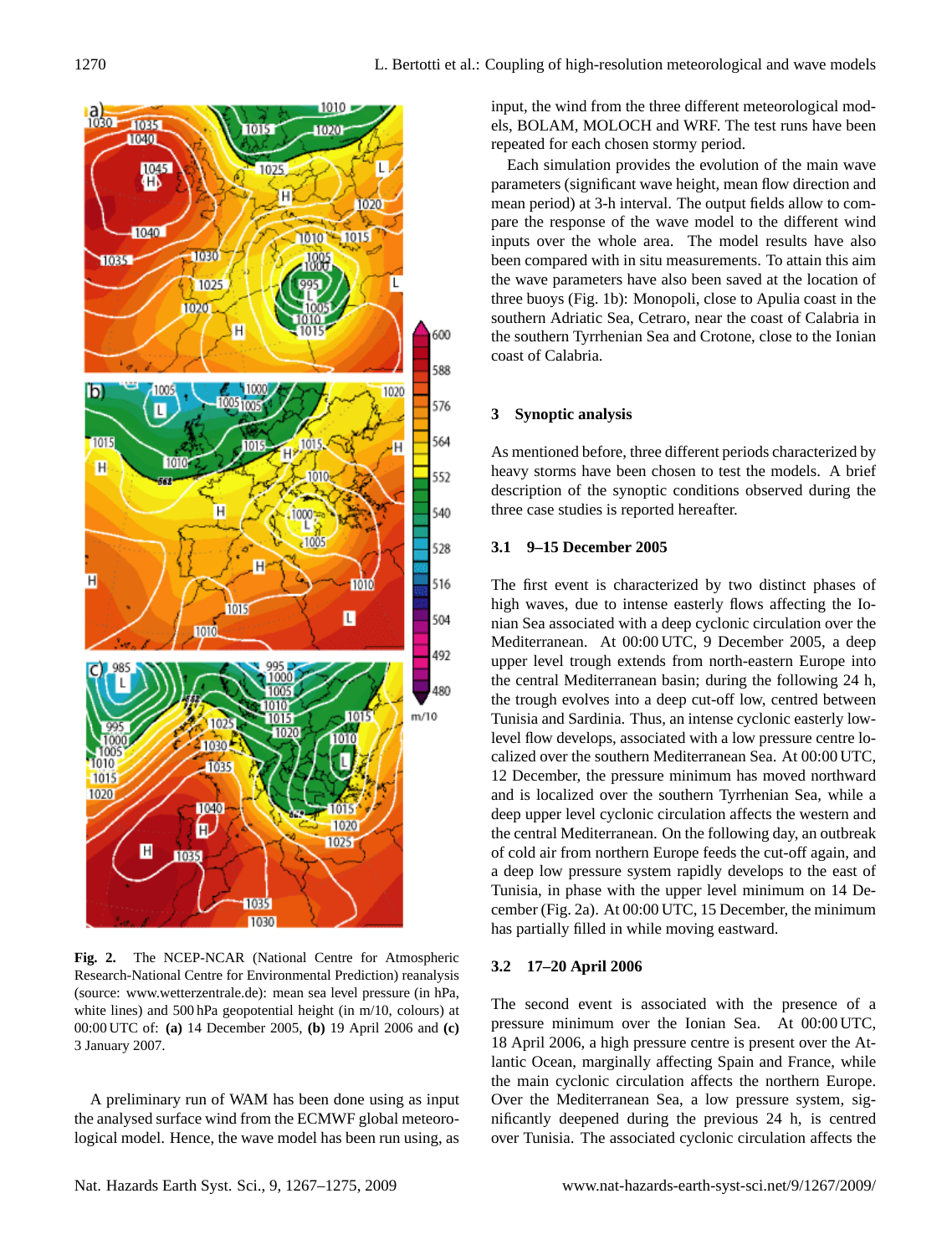**Fig. 2.** The NCEP-NCAR (National Centre for Atmospheric Research-National Centre for Environmental Prediction) reanalysis (source: www.wetterzentrale.de): mean sea level pressure (in hPa, white lines) and 500 hPa geopotential height (in m/10, colours) at 00:00 UTC of: **(a)** 14 December 2005, **(b)** 19 April 2006 and **(c)** 3 January 2007.

A preliminary run of WAM has been done using as input the analysed surface wind from the ECMWF global meteorological model. Hence, the wave model has been run using, as input, the wind from the three different meteorological models, BOLAM, MOLOCH and WRF. The test runs have been repeated for each chosen stormy period.

Each simulation provides the evolution of the main wave parameters (significant wave height, mean flow direction and mean period) at 3-h interval. The output fields allow to compare the response of the wave model to the different wind inputs over the whole area. The model results have also been compared with in situ measurements. To attain this aim the wave parameters have also been saved at the location of three buoys (Fig. 1b): Monopoli, close to Apulia coast in the southern Adriatic Sea, Cetraro, near the coast of Calabria in the southern Tyrrhenian Sea and Crotone, close to the Ionian coast of Calabria.

## 3 Synoptic analysis

As mentioned before, three different periods characterized by heavy storms have been chosen to test the models. A brief description of the synoptic conditions observed during the three case studies is reported hereafter.

### 3.1 9–15 December 2005

The first event is characterized by two distinct phases of high waves, due to intense easterly flows affecting the Ionian Sea associated with a deep cyclonic circulation over the Mediterranean. At 00:00 UTC, 9 December 2005, a deep upper level trough extends from north-eastern Europe into the central Mediterranean basin; during the following 24 h, the trough evolves into a deep cut-off low, centred between Tunisia and Sardinia. Thus, an intense cyclonic easterly low-level flow develops, associated with a low pressure centre localized over the southern Mediterranean Sea. At 00:00 UTC, 12 December, the pressure minimum has moved northward and is localized over the southern Tyrrhenian Sea, while a deep upper level cyclonic circulation affects the western and the central Mediterranean. On the following day, an outbreak of cold air from northern Europe feeds the cut-off again, and a deep low pressure system rapidly develops to the east of Tunisia, in phase with the upper level minimum on 14 December (Fig. 2a). At 00:00 UTC, 15 December, the minimum has partially filled in while moving eastward.

### 3.2 17–20 April 2006

The second event is associated with the presence of a pressure minimum over the Ionian Sea. At 00:00 UTC, 18 April 2006, a high pressure centre is present over the Atlantic Ocean, marginally affecting Spain and France, while the main cyclonic circulation affects the northern Europe. Over the Mediterranean Sea, a low pressure system, significantly deepened during the previous 24 h, is centred over Tunisia. The associated cyclonic circulation affects the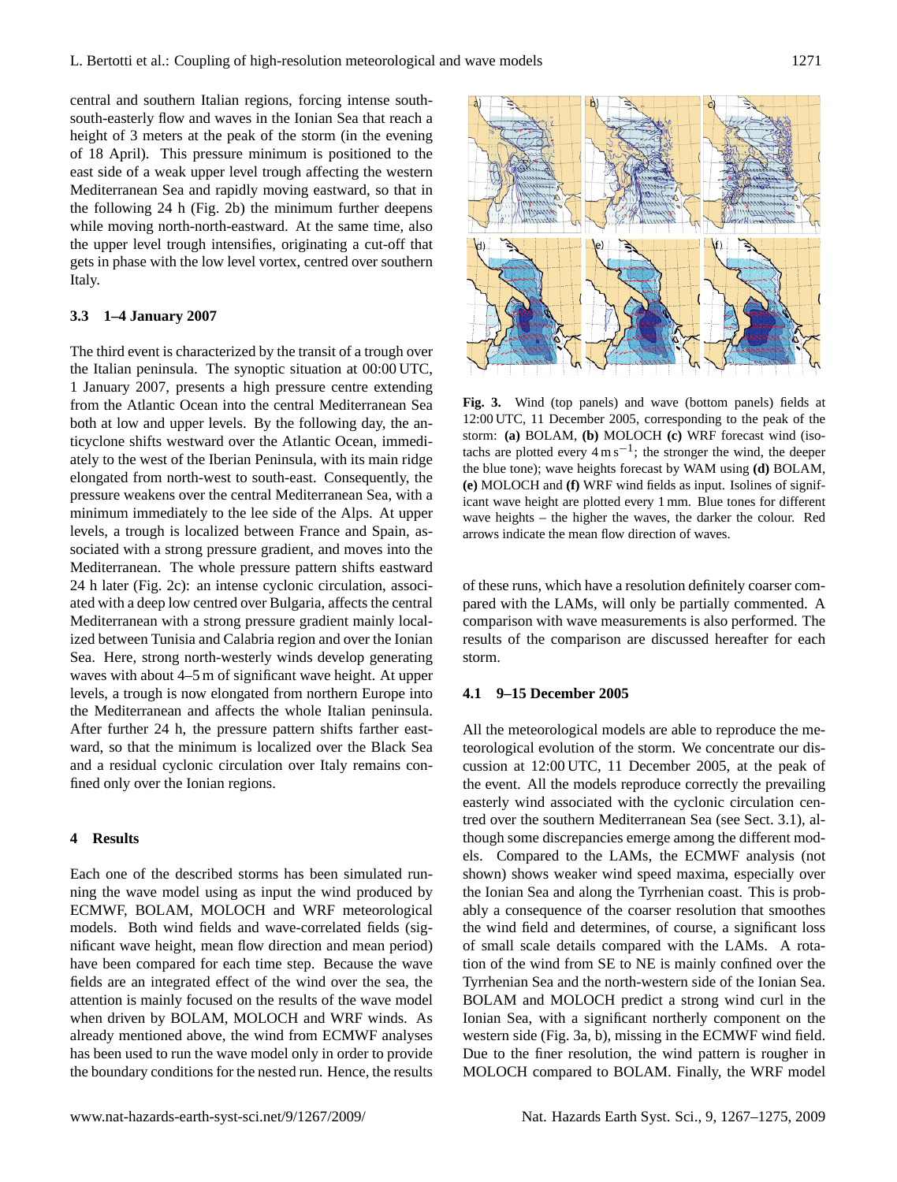central and southern Italian regions, forcing intense south-south-easterly flow and waves in the Ionian Sea that reach a height of 3 meters at the peak of the storm (in the evening of 18 April). This pressure minimum is positioned to the east side of a weak upper level trough affecting the western Mediterranean Sea and rapidly moving eastward, so that in the following 24 h (Fig. 2b) the minimum further deepens while moving north-north-eastward. At the same time, also the upper level trough intensifies, originating a cut-off that gets in phase with the low level vortex, centred over southern Italy.

### 3.3 1–4 January 2007

The third event is characterized by the transit of a trough over the Italian peninsula. The synoptic situation at 00:00 UTC, 1 January 2007, presents a high pressure centre extending from the Atlantic Ocean into the central Mediterranean Sea both at low and upper levels. By the following day, the anticyclone shifts westward over the Atlantic Ocean, immediately to the west of the Iberian Peninsula, with its main ridge elongated from north-west to south-east. Consequently, the pressure weakens over the central Mediterranean Sea, with a minimum immediately to the lee side of the Alps. At upper levels, a trough is localized between France and Spain, associated with a strong pressure gradient, and moves into the Mediterranean. The whole pressure pattern shifts eastward 24 h later (Fig. 2c): an intense cyclonic circulation, associated with a deep low centred over Bulgaria, affects the central Mediterranean with a strong pressure gradient mainly localized between Tunisia and Calabria region and over the Ionian Sea. Here, strong north-westerly winds develop generating waves with about 4–5 m of significant wave height. At upper levels, a trough is now elongated from northern Europe into the Mediterranean and affects the whole Italian peninsula. After further 24 h, the pressure pattern shifts farther eastward, so that the minimum is localized over the Black Sea and a residual cyclonic circulation over Italy remains confined only over the Ionian regions.

## 4 Results

Each one of the described storms has been simulated running the wave model using as input the wind produced by ECMWF, BOLAM, MOLOCH and WRF meteorological models. Both wind fields and wave-correlated fields (significant wave height, mean flow direction and mean period) have been compared for each time step. Because the wave fields are an integrated effect of the wind over the sea, the attention is mainly focused on the results of the wave model when driven by BOLAM, MOLOCH and WRF winds. As already mentioned above, the wind from ECMWF analyses has been used to run the wave model only in order to provide the boundary conditions for the nested run. Hence, the results of these runs, which have a resolution definitely coarser compared with the LAMs, will only be partially commented. A comparison with wave measurements is also performed. The results of the comparison are discussed hereafter for each storm.

**Fig. 3.** Wind (top panels) and wave (bottom panels) fields at 12:00 UTC, 11 December 2005, corresponding to the peak of the storm: **(a)** BOLAM, **(b)** MOLOCH **(c)** WRF forecast wind (isotachs are plotted every $4\,\mathrm{m\,s^{-1}}$; the stronger the wind, the deeper the blue tone); wave heights forecast by WAM using **(d)** BOLAM, **(e)** MOLOCH and **(f)** WRF wind fields as input. Isolines of significant wave height are plotted every 1 mm. Blue tones for different wave heights – the higher the waves, the darker the colour. Red arrows indicate the mean flow direction of waves.

### 4.1 9–15 December 2005

All the meteorological models are able to reproduce the meteorological evolution of the storm. We concentrate our discussion at 12:00 UTC, 11 December 2005, at the peak of the event. All the models reproduce correctly the prevailing easterly wind associated with the cyclonic circulation centred over the southern Mediterranean Sea (see Sect. 3.1), although some discrepancies emerge among the different models. Compared to the LAMs, the ECMWF analysis (not shown) shows weaker wind speed maxima, especially over the Ionian Sea and along the Tyrrhenian coast. This is probably a consequence of the coarser resolution that smoothes the wind field and determines, of course, a significant loss of small scale details compared with the LAMs. A rotation of the wind from SE to NE is mainly confined over the Tyrrhenian Sea and the north-western side of the Ionian Sea. BOLAM and MOLOCH predict a strong wind curl in the Ionian Sea, with a significant northerly component on the western side (Fig. 3a, b), missing in the ECMWF wind field. Due to the finer resolution, the wind pattern is rougher in MOLOCH compared to BOLAM. Finally, the WRF model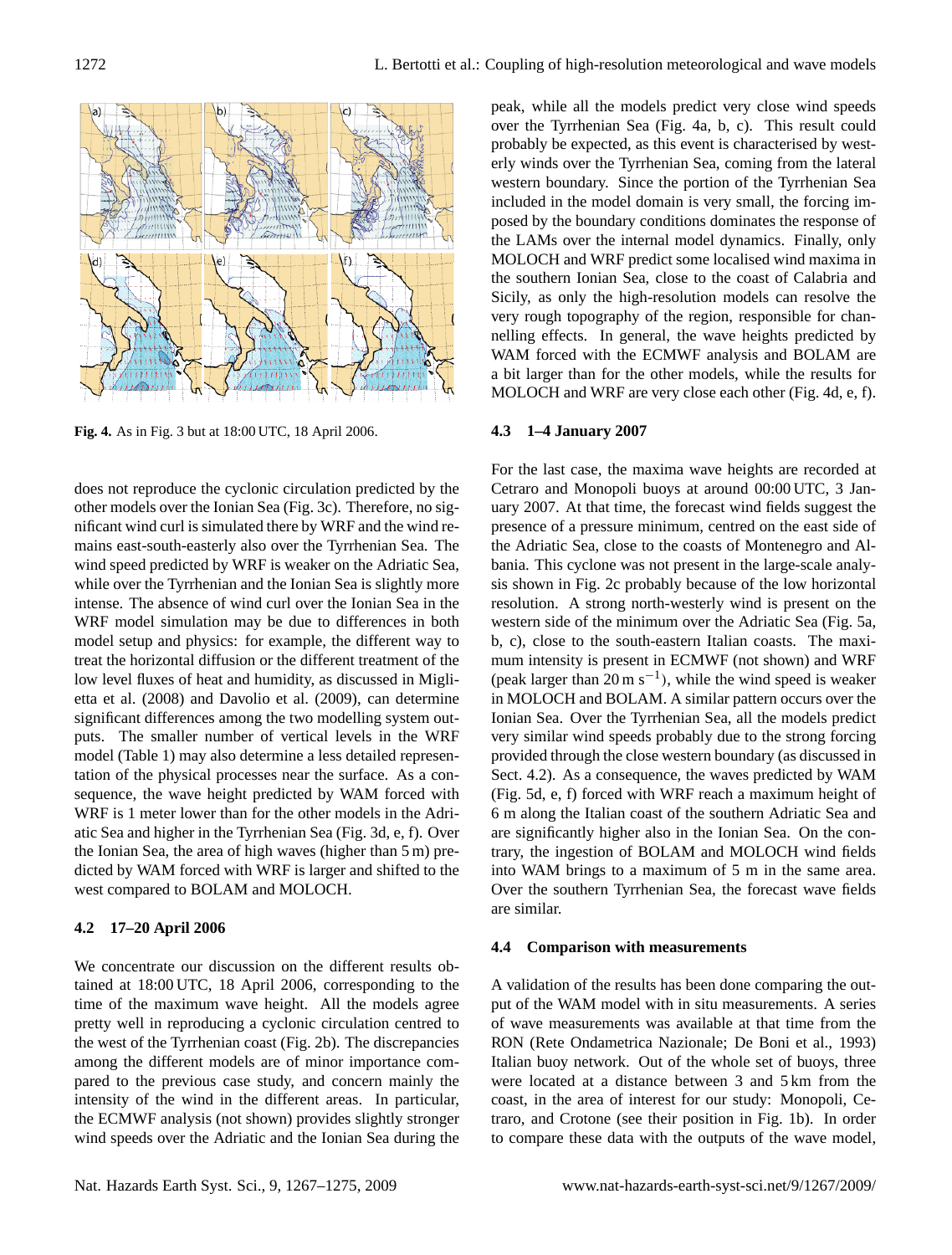Fig. 4. As in Fig. 3 but at 18:00 UTC, 18 April 2006.

does not reproduce the cyclonic circulation predicted by the other models over the Ionian Sea (Fig. 3c). Therefore, no significant wind curl is simulated there by WRF and the wind remains east-south-easterly also over the Tyrrhenian Sea. The wind speed predicted by WRF is weaker on the Adriatic Sea, while over the Tyrrhenian and the Ionian Sea is slightly more intense. The absence of wind curl over the Ionian Sea in the WRF model simulation may be due to differences in both model setup and physics: for example, the different way to treat the horizontal diffusion or the different treatment of the low level fluxes of heat and humidity, as discussed in Miglietta et al. (2008) and Davolio et al. (2009), can determine significant differences among the two modelling system outputs. The smaller number of vertical levels in the WRF model (Table 1) may also determine a less detailed representation of the physical processes near the surface. As a consequence, the wave height predicted by WAM forced with WRF is 1 meter lower than for the other models in the Adriatic Sea and higher in the Tyrrhenian Sea (Fig. 3d, e, f). Over the Ionian Sea, the area of high waves (higher than 5 m) predicted by WAM forced with WRF is larger and shifted to the west compared to BOLAM and MOLOCH.

### 4.2 17–20 April 2006

We concentrate our discussion on the different results obtained at 18:00 UTC, 18 April 2006, corresponding to the time of the maximum wave height. All the models agree pretty well in reproducing a cyclonic circulation centred to the west of the Tyrrhenian coast (Fig. 2b). The discrepancies among the different models are of minor importance compared to the previous case study, and concern mainly the intensity of the wind in the different areas. In particular, the ECMWF analysis (not shown) provides slightly stronger wind speeds over the Adriatic and the Ionian Sea during the peak, while all the models predict very close wind speeds over the Tyrrhenian Sea (Fig. 4a, b, c). This result could probably be expected, as this event is characterised by westerly winds over the Tyrrhenian Sea, coming from the lateral western boundary. Since the portion of the Tyrrhenian Sea included in the model domain is very small, the forcing imposed by the boundary conditions dominates the response of the LAMs over the internal model dynamics. Finally, only MOLOCH and WRF predict some localised wind maxima in the southern Ionian Sea, close to the coast of Calabria and Sicily, as only the high-resolution models can resolve the very rough topography of the region, responsible for channelling effects. In general, the wave heights predicted by WAM forced with the ECMWF analysis and BOLAM are a bit larger than for the other models, while the results for MOLOCH and WRF are very close each other (Fig. 4d, e, f).

### 4.3 1–4 January 2007

For the last case, the maxima wave heights are recorded at Cetraro and Monopoli buoys at around 00:00 UTC, 3 January 2007. At that time, the forecast wind fields suggest the presence of a pressure minimum, centred on the east side of the Adriatic Sea, close to the coasts of Montenegro and Albania. This cyclone was not present in the large-scale analysis shown in Fig. 2c probably because of the low horizontal resolution. A strong north-westerly wind is present on the western side of the minimum over the Adriatic Sea (Fig. 5a, b, c), close to the south-eastern Italian coasts. The maximum intensity is present in ECMWF (not shown) and WRF (peak larger than 20 m $s^{-1}$), while the wind speed is weaker in MOLOCH and BOLAM. A similar pattern occurs over the Ionian Sea. Over the Tyrrhenian Sea, all the models predict very similar wind speeds probably due to the strong forcing provided through the close western boundary (as discussed in Sect. 4.2). As a consequence, the waves predicted by WAM (Fig. 5d, e, f) forced with WRF reach a maximum height of 6 m along the Italian coast of the southern Adriatic Sea and are significantly higher also in the Ionian Sea. On the contrary, the ingestion of BOLAM and MOLOCH wind fields into WAM brings to a maximum of 5 m in the same area. Over the southern Tyrrhenian Sea, the forecast wave fields are similar.

### 4.4 Comparison with measurements

A validation of the results has been done comparing the output of the WAM model with in situ measurements. A series of wave measurements was available at that time from the RON (Rete Ondametrica Nazionale; De Boni et al., 1993) Italian buoy network. Out of the whole set of buoys, three were located at a distance between 3 and 5 km from the coast, in the area of interest for our study: Monopoli, Cetraro, and Crotone (see their position in Fig. 1b). In order to compare these data with the outputs of the wave model,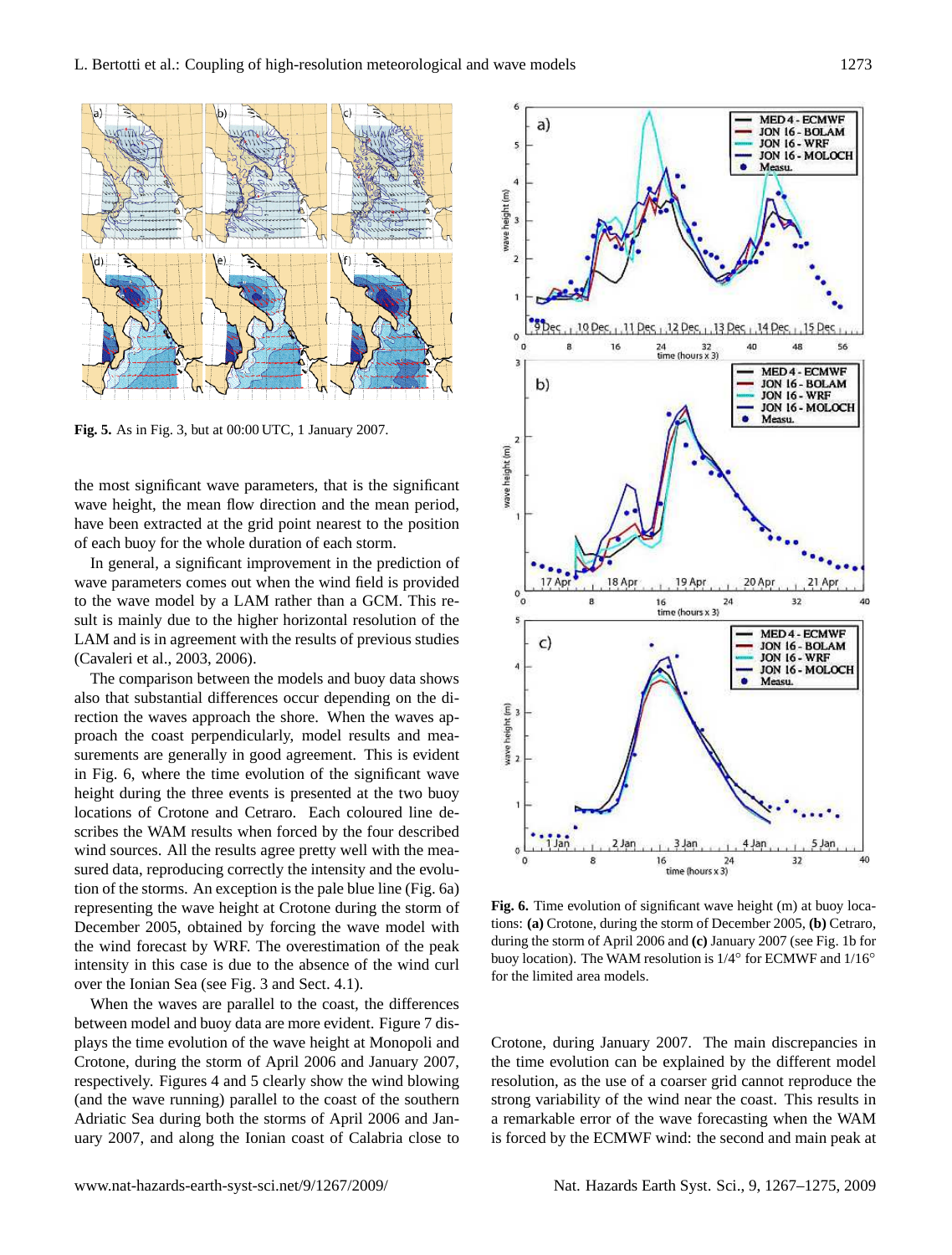**Fig. 5.** As in Fig. 3, but at 00:00 UTC, 1 January 2007.

the most significant wave parameters, that is the significant wave height, the mean flow direction and the mean period, have been extracted at the grid point nearest to the position of each buoy for the whole duration of each storm.

In general, a significant improvement in the prediction of wave parameters comes out when the wind field is provided to the wave model by a LAM rather than a GCM. This result is mainly due to the higher horizontal resolution of the LAM and is in agreement with the results of previous studies (Cavaleri et al., 2003, 2006).

The comparison between the models and buoy data shows also that substantial differences occur depending on the direction the waves approach the shore. When the waves approach the coast perpendicularly, model results and measurements are generally in good agreement. This is evident in Fig. 6, where the time evolution of the significant wave height during the three events is presented at the two buoy locations of Crotone and Cetraro. Each coloured line describes the WAM results when forced by the four described wind sources. All the results agree pretty well with the measured data, reproducing correctly the intensity and the evolution of the storms. An exception is the pale blue line (Fig. 6a) representing the wave height at Crotone during the storm of December 2005, obtained by forcing the wave model with the wind forecast by WRF. The overestimation of the peak intensity in this case is due to the absence of the wind curl over the Ionian Sea (see Fig. 3 and Sect. 4.1).

When the waves are parallel to the coast, the differences between model and buoy data are more evident. Figure 7 displays the time evolution of the wave height at Monopoli and Crotone, during the storm of April 2006 and January 2007, respectively. Figures 4 and 5 clearly show the wind blowing (and the wave running) parallel to the coast of the southern Adriatic Sea during both the storms of April 2006 and January 2007, and along the Ionian coast of Calabria close to Crotone, during January 2007. The main discrepancies in the time evolution can be explained by the different model resolution, as the use of a coarser grid cannot reproduce the strong variability of the wind near the coast. This results in a remarkable error of the wave forecasting when the WAM is forced by the ECMWF wind: the second and main peak at

**Fig. 6.** Time evolution of significant wave height (m) at buoy locations: **(a)** Crotone, during the storm of December 2005, **(b)** Cetraro, during the storm of April 2006 and **(c)** January 2007 (see Fig. 1b for buoy location). The WAM resolution is 1/4° for ECMWF and 1/16° for the limited area models.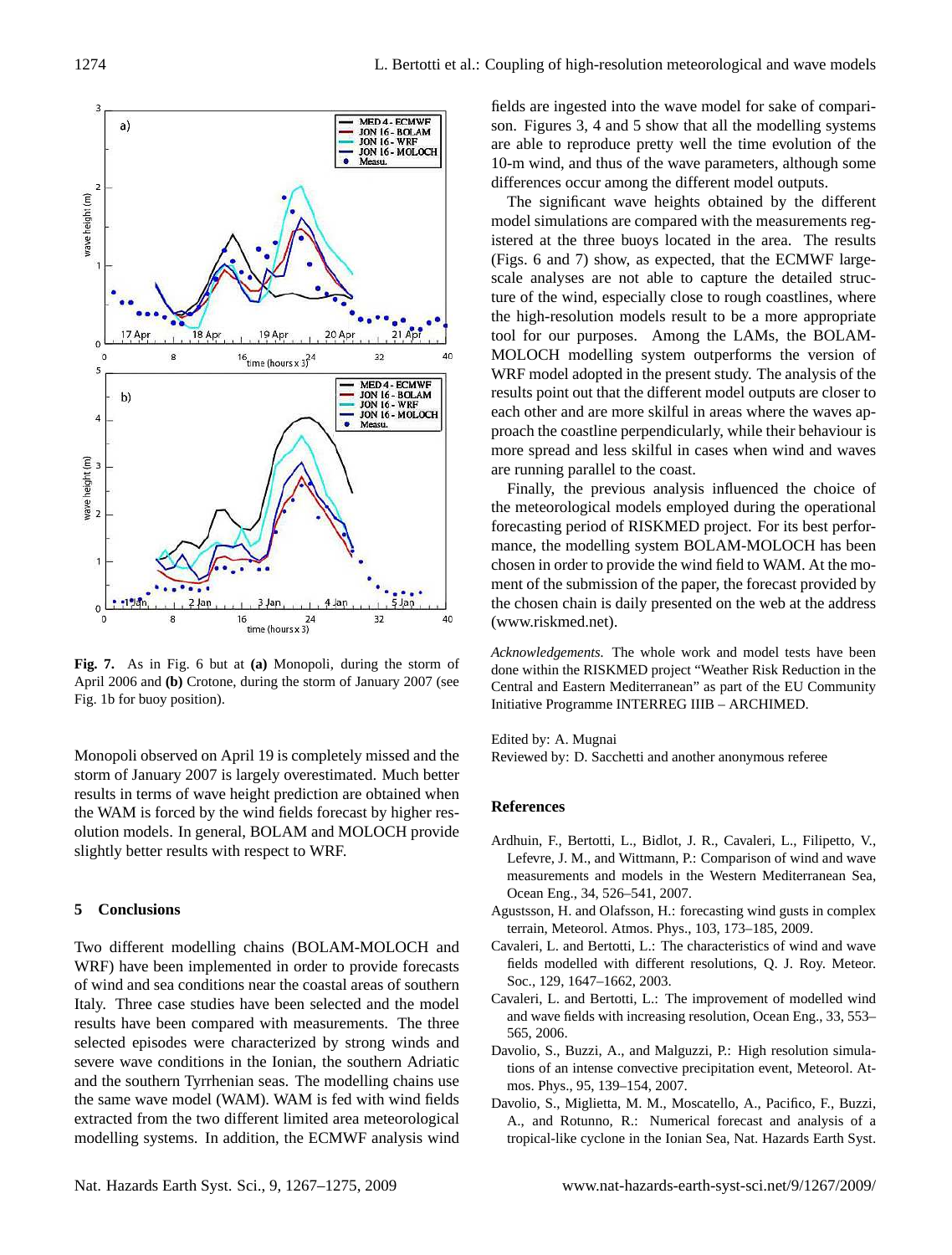a)

MED 4 - ECMWF
JON 16 - BOLAM
JON 16 - WRF
JON 16 - MOLOCH
Measu.

wave height (m)

17 Apr 18 Apr 19 Apr 20 Apr 21 Apr

time (hours x 3)

b)

MED 4 - ECMWF
JON 16 - BOLAM
JON 16 - WRF
JON 16 - MOLOCH
Measu.

wave height (m)

1 Jan 2 Jan 3 Jan 4 Jan 5 Jan

time (hours x 3)

**Fig. 7.** As in Fig. 6 but at **(a)** Monopoli, during the storm of April 2006 and **(b)** Crotone, during the storm of January 2007 (see Fig. 1b for buoy position).

Monopoli observed on April 19 is completely missed and the storm of January 2007 is largely overestimated. Much better results in terms of wave height prediction are obtained when the WAM is forced by the wind fields forecast by higher resolution models. In general, BOLAM and MOLOCH provide slightly better results with respect to WRF.

## 5 Conclusions

Two different modelling chains (BOLAM-MOLOCH and WRF) have been implemented in order to provide forecasts of wind and sea conditions near the coastal areas of southern Italy. Three case studies have been selected and the model results have been compared with measurements. The three selected episodes were characterized by strong winds and severe wave conditions in the Ionian, the southern Adriatic and the southern Tyrrhenian seas. The modelling chains use the same wave model (WAM). WAM is fed with wind fields extracted from the two different limited area meteorological modelling systems. In addition, the ECMWF analysis wind fields are ingested into the wave model for sake of comparison. Figures 3, 4 and 5 show that all the modelling systems are able to reproduce pretty well the time evolution of the 10-m wind, and thus of the wave parameters, although some differences occur among the different model outputs.

The significant wave heights obtained by the different model simulations are compared with the measurements registered at the three buoys located in the area. The results (Figs. 6 and 7) show, as expected, that the ECMWF large-scale analyses are not able to capture the detailed structure of the wind, especially close to rough coastlines, where the high-resolution models result to be a more appropriate tool for our purposes. Among the LAMs, the BOLAM-MOLOCH modelling system outperforms the version of WRF model adopted in the present study. The analysis of the results point out that the different model outputs are closer to each other and are more skilful in areas where the waves approach the coastline perpendicularly, while their behaviour is more spread and less skilful in cases when wind and waves are running parallel to the coast.

Finally, the previous analysis influenced the choice of the meteorological models employed during the operational forecasting period of RISKMED project. For its best performance, the modelling system BOLAM-MOLOCH has been chosen in order to provide the wind field to WAM. At the moment of the submission of the paper, the forecast provided by the chosen chain is daily presented on the web at the address (www.riskmed.net).

*Acknowledgements.* The whole work and model tests have been done within the RISKMED project "Weather Risk Reduction in the Central and Eastern Mediterranean" as part of the EU Community Initiative Programme INTERREG IIIB – ARCHIMED.

Edited by: A. Mugnai
Reviewed by: D. Sacchetti and another anonymous referee

## References

Ardhuin, F., Bertotti, L., Bidlot, J. R., Cavaleri, L., Filipetto, V., Lefevre, J. M., and Wittmann, P.: Comparison of wind and wave measurements and models in the Western Mediterranean Sea, Ocean Eng., 34, 526–541, 2007.

Agustsson, H. and Olafsson, H.: forecasting wind gusts in complex terrain, Meteorol. Atmos. Phys., 103, 173–185, 2009.

Cavaleri, L. and Bertotti, L.: The characteristics of wind and wave fields modelled with different resolutions, Q. J. Roy. Meteor. Soc., 129, 1647–1662, 2003.

Cavaleri, L. and Bertotti, L.: The improvement of modelled wind and wave fields with increasing resolution, Ocean Eng., 33, 553–565, 2006.

Davolio, S., Buzzi, A., and Malguzzi, P.: High resolution simulations of an intense convective precipitation event, Meteorol. Atmos. Phys., 95, 139–154, 2007.

Davolio, S., Miglietta, M. M., Moscatello, A., Pacifico, F., Buzzi, A., and Rotunno, R.: Numerical forecast and analysis of a tropical-like cyclone in the Ionian Sea, Nat. Hazards Earth Syst.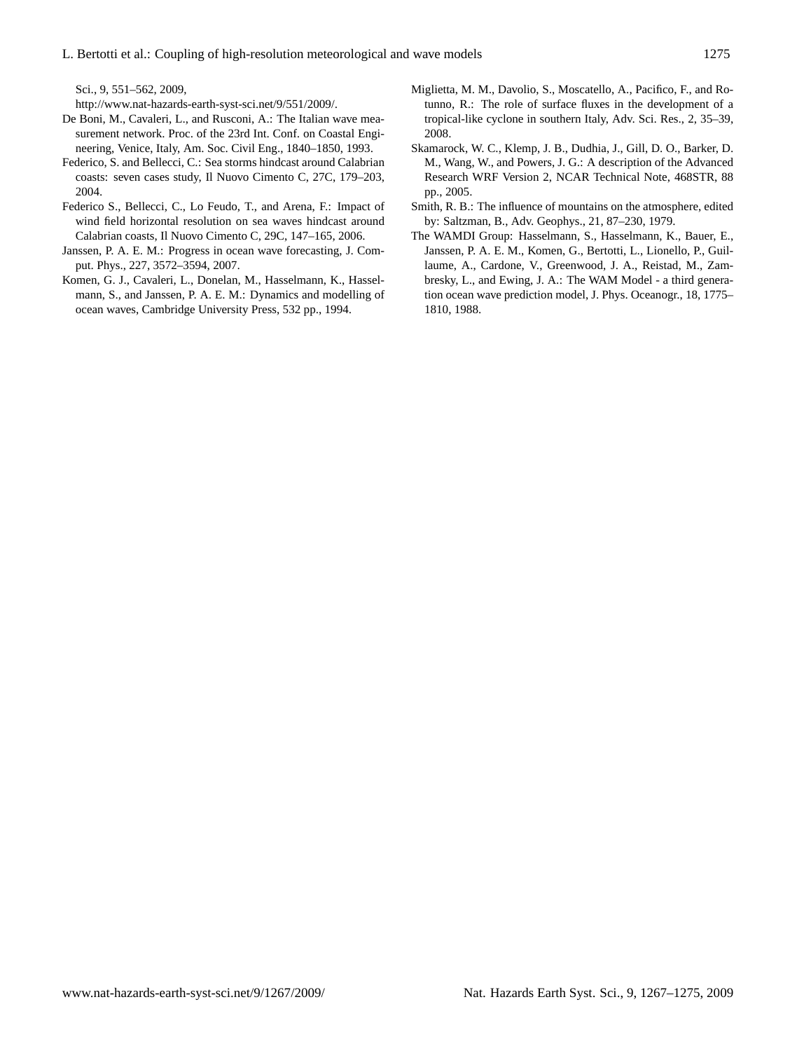Sci., 9, 551–562, 2009, http://www.nat-hazards-earth-syst-sci.net/9/551/2009/.

De Boni, M., Cavaleri, L., and Rusconi, A.: The Italian wave measurement network. Proc. of the 23rd Int. Conf. on Coastal Engineering, Venice, Italy, Am. Soc. Civil Eng., 1840–1850, 1993.

Federico, S. and Bellecci, C.: Sea storms hindcast around Calabrian coasts: seven cases study, Il Nuovo Cimento C, 27C, 179–203, 2004.

Federico S., Bellecci, C., Lo Feudo, T., and Arena, F.: Impact of wind field horizontal resolution on sea waves hindcast around Calabrian coasts, Il Nuovo Cimento C, 29C, 147–165, 2006.

Janssen, P. A. E. M.: Progress in ocean wave forecasting, J. Comput. Phys., 227, 3572–3594, 2007.

Komen, G. J., Cavaleri, L., Donelan, M., Hasselmann, K., Hasselmann, S., and Janssen, P. A. E. M.: Dynamics and modelling of ocean waves, Cambridge University Press, 532 pp., 1994.

Miglietta, M. M., Davolio, S., Moscatello, A., Pacifico, F., and Rotunno, R.: The role of surface fluxes in the development of a tropical-like cyclone in southern Italy, Adv. Sci. Res., 2, 35–39, 2008.

Skamarock, W. C., Klemp, J. B., Dudhia, J., Gill, D. O., Barker, D. M., Wang, W., and Powers, J. G.: A description of the Advanced Research WRF Version 2, NCAR Technical Note, 468STR, 88 pp., 2005.

Smith, R. B.: The influence of mountains on the atmosphere, edited by: Saltzman, B., Adv. Geophys., 21, 87–230, 1979.

The WAMDI Group: Hasselmann, S., Hasselmann, K., Bauer, E., Janssen, P. A. E. M., Komen, G., Bertotti, L., Lionello, P., Guillaume, A., Cardone, V., Greenwood, J. A., Reistad, M., Zambresky, L., and Ewing, J. A.: The WAM Model - a third generation ocean wave prediction model, J. Phys. Oceanogr., 18, 1775–1810, 1988.